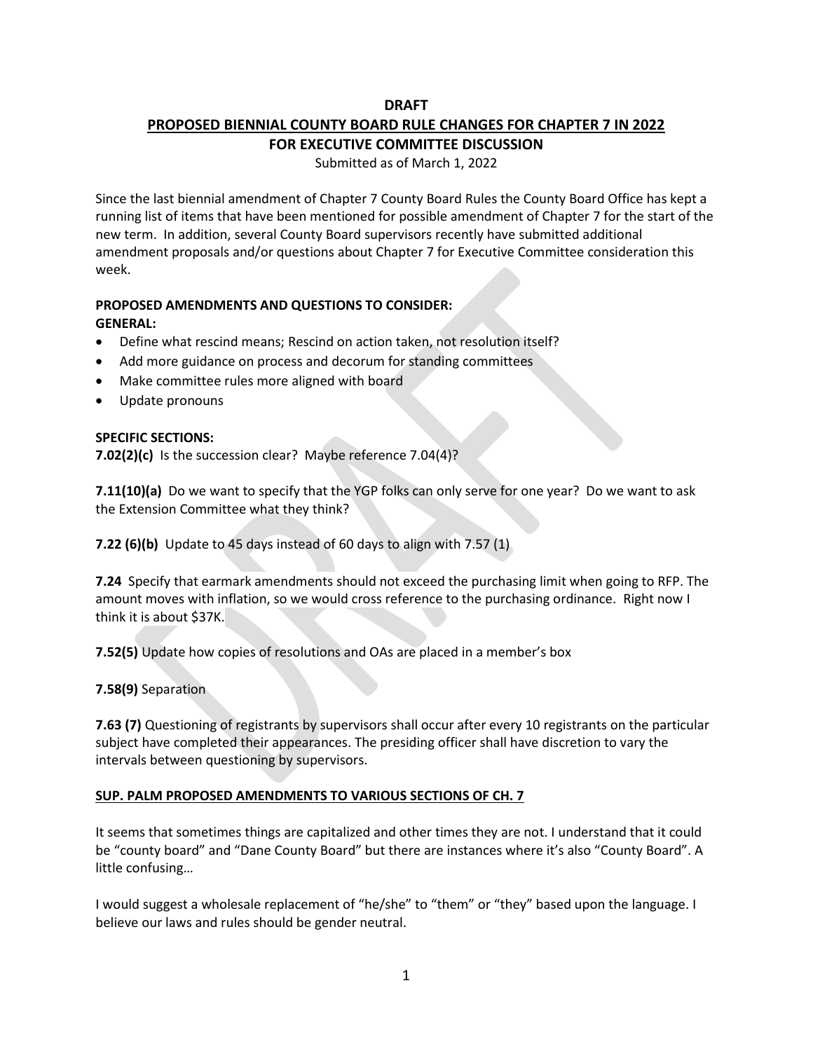**DRAFT**

**PROPOSED BIENNIAL COUNTY BOARD RULE CHANGES FOR CHAPTER 7 IN 2022**

**FOR EXECUTIVE COMMITTEE DISCUSSION**

Submitted as of March 1, 2022

Since the last biennial amendment of Chapter 7 County Board Rules the County Board Office has kept a running list of items that have been mentioned for possible amendment of Chapter 7 for the start of the new term. In addition, several County Board supervisors recently have submitted additional amendment proposals and/or questions about Chapter 7 for Executive Committee consideration this week.

**PROPOSED AMENDMENTS AND QUESTIONS TO CONSIDER:**

**GENERAL:**

- Define what rescind means; Rescind on action taken, not resolution itself?
- Add more guidance on process and decorum for standing committees
- Make committee rules more aligned with board
- Update pronouns

**SPECIFIC SECTIONS:**

**7.02(2)(c)** Is the succession clear? Maybe reference 7.04(4)?

**7.11(10)(a)** Do we want to specify that the YGP folks can only serve for one year? Do we want to ask the Extension Committee what they think?

**7.22 (6)(b)** Update to 45 days instead of 60 days to align with 7.57 (1)

**7.24** Specify that earmark amendments should not exceed the purchasing limit when going to RFP. The amount moves with inflation, so we would cross reference to the purchasing ordinance. Right now I think it is about $37K.

**7.52(5)** Update how copies of resolutions and OAs are placed in a member's box

**7.58(9)** Separation

**7.63 (7)** Questioning of registrants by supervisors shall occur after every 10 registrants on the particular subject have completed their appearances. The presiding officer shall have discretion to vary the intervals between questioning by supervisors.

**SUP. PALM PROPOSED AMENDMENTS TO VARIOUS SECTIONS OF CH. 7**

It seems that sometimes things are capitalized and other times they are not. I understand that it could be "county board" and "Dane County Board" but there are instances where it's also "County Board". A little confusing…

I would suggest a wholesale replacement of "he/she" to "them" or "they" based upon the language. I believe our laws and rules should be gender neutral.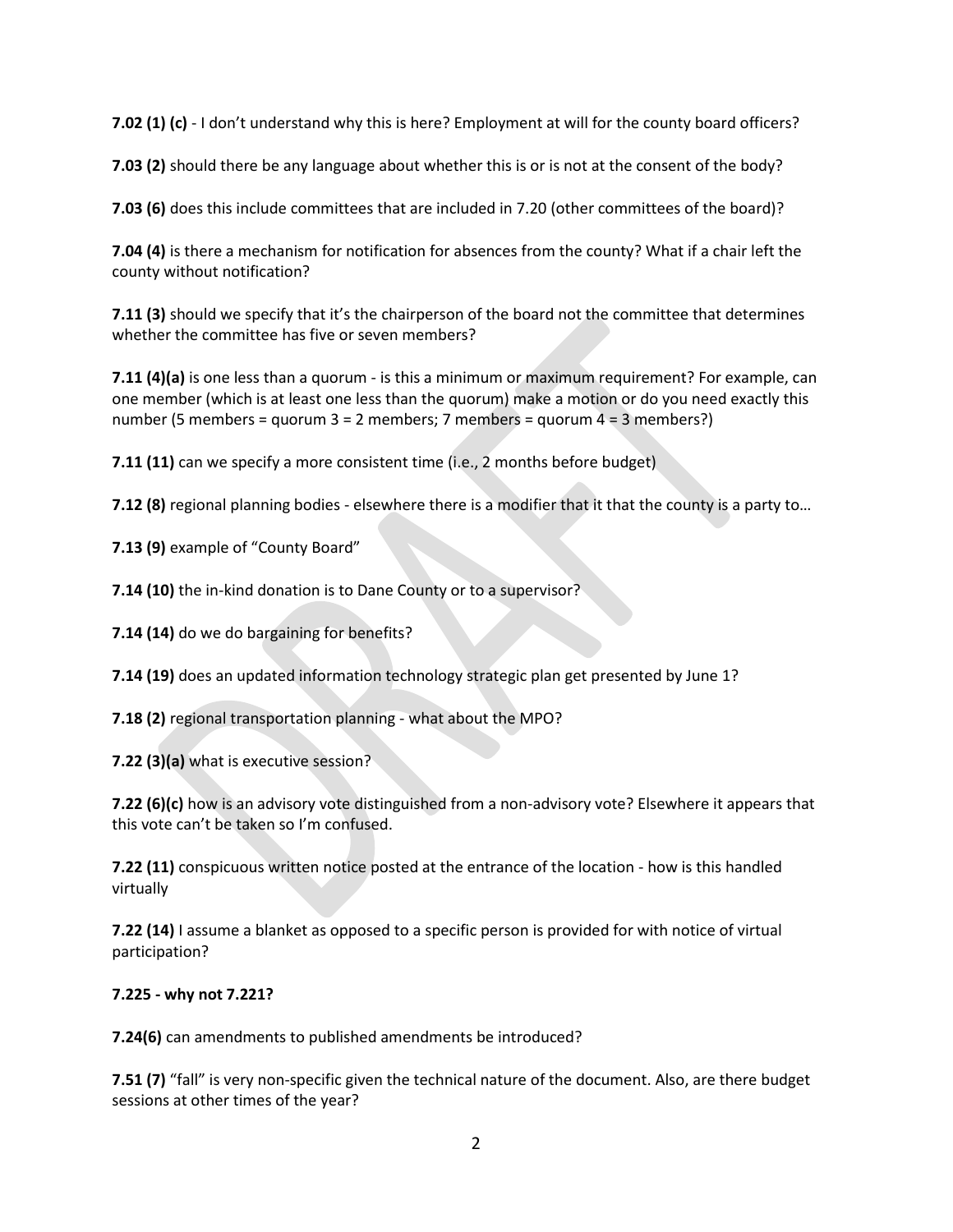**7.02 (1) (c)** - I don't understand why this is here? Employment at will for the county board officers?

**7.03 (2)** should there be any language about whether this is or is not at the consent of the body?

**7.03 (6)** does this include committees that are included in 7.20 (other committees of the board)?

**7.04 (4)** is there a mechanism for notification for absences from the county? What if a chair left the county without notification?

**7.11 (3)** should we specify that it's the chairperson of the board not the committee that determines whether the committee has five or seven members?

**7.11 (4)(a)** is one less than a quorum - is this a minimum or maximum requirement? For example, can one member (which is at least one less than the quorum) make a motion or do you need exactly this number (5 members = quorum 3 = 2 members; 7 members = quorum 4 = 3 members?)

**7.11 (11)** can we specify a more consistent time (i.e., 2 months before budget)

**7.12 (8)** regional planning bodies - elsewhere there is a modifier that it that the county is a party to…

**7.13 (9)** example of "County Board"

**7.14 (10)** the in-kind donation is to Dane County or to a supervisor?

**7.14 (14)** do we do bargaining for benefits?

**7.14 (19)** does an updated information technology strategic plan get presented by June 1?

**7.18 (2)** regional transportation planning - what about the MPO?

**7.22 (3)(a)** what is executive session?

**7.22 (6)(c)** how is an advisory vote distinguished from a non-advisory vote? Elsewhere it appears that this vote can't be taken so I'm confused.

**7.22 (11)** conspicuous written notice posted at the entrance of the location - how is this handled virtually

**7.22 (14)** I assume a blanket as opposed to a specific person is provided for with notice of virtual participation?

**7.225 - why not 7.221?**

**7.24(6)** can amendments to published amendments be introduced?

**7.51 (7)** "fall" is very non-specific given the technical nature of the document. Also, are there budget sessions at other times of the year?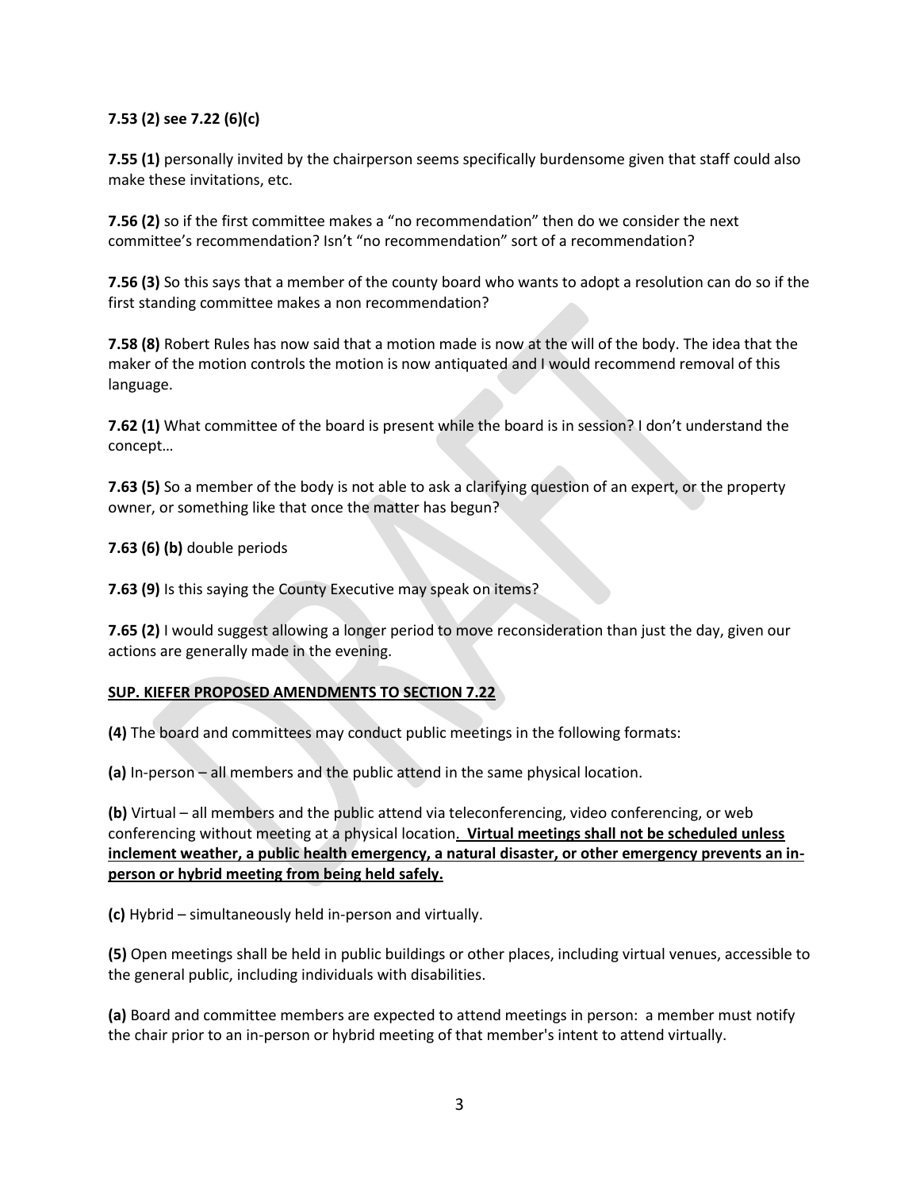**7.53 (2) see 7.22 (6)(c)**

**7.55 (1)** personally invited by the chairperson seems specifically burdensome given that staff could also make these invitations, etc.

**7.56 (2)** so if the first committee makes a "no recommendation" then do we consider the next committee's recommendation? Isn't "no recommendation" sort of a recommendation?

**7.56 (3)** So this says that a member of the county board who wants to adopt a resolution can do so if the first standing committee makes a non recommendation?

**7.58 (8)** Robert Rules has now said that a motion made is now at the will of the body. The idea that the maker of the motion controls the motion is now antiquated and I would recommend removal of this language.

**7.62 (1)** What committee of the board is present while the board is in session? I don't understand the concept…

**7.63 (5)** So a member of the body is not able to ask a clarifying question of an expert, or the property owner, or something like that once the matter has begun?

**7.63 (6) (b)** double periods

**7.63 (9)** Is this saying the County Executive may speak on items?

**7.65 (2)** I would suggest allowing a longer period to move reconsideration than just the day, given our actions are generally made in the evening.

<u>**SUP. KIEFER PROPOSED AMENDMENTS TO SECTION 7.22**</u>

**(4)** The board and committees may conduct public meetings in the following formats:

**(a)** In-person – all members and the public attend in the same physical location.

**(b)** Virtual – all members and the public attend via teleconferencing, video conferencing, or web conferencing without meeting at a physical location<u>**. Virtual meetings shall not be scheduled unless inclement weather, a public health emergency, a natural disaster, or other emergency prevents an in-person or hybrid meeting from being held safely.**</u>

**(c)** Hybrid – simultaneously held in-person and virtually.

**(5)** Open meetings shall be held in public buildings or other places, including virtual venues, accessible to the general public, including individuals with disabilities.

**(a)** Board and committee members are expected to attend meetings in person: a member must notify the chair prior to an in-person or hybrid meeting of that member's intent to attend virtually.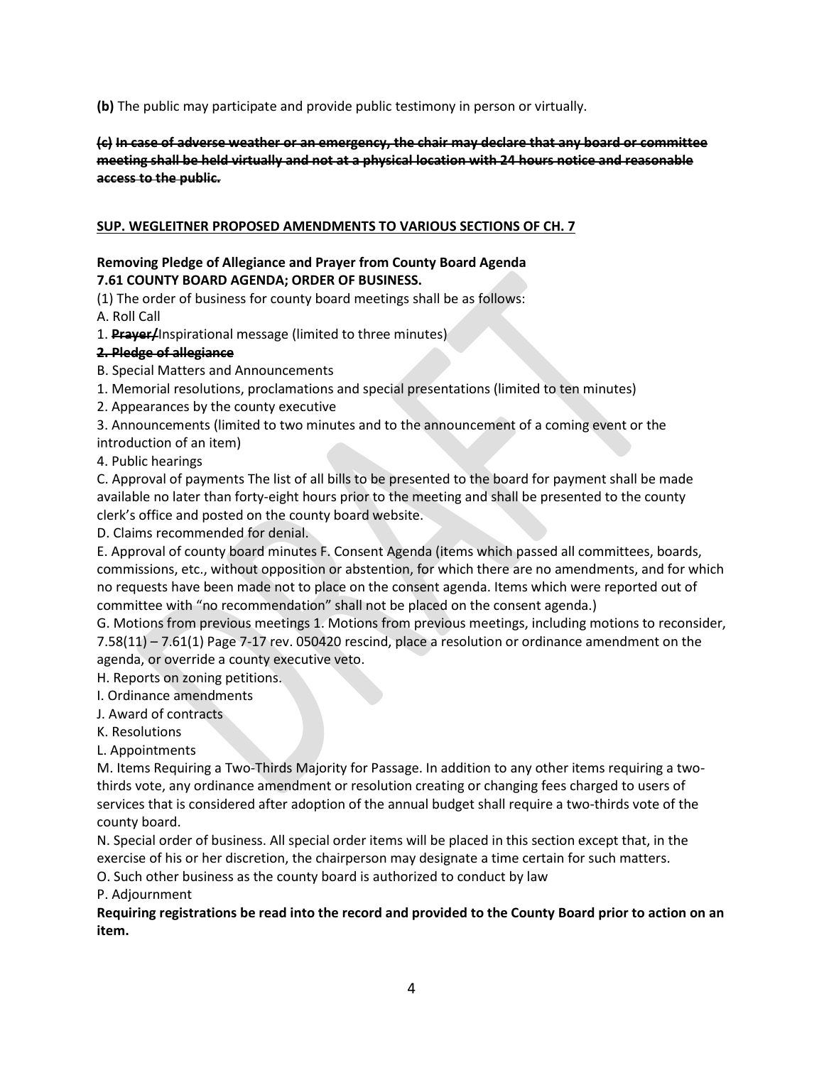**(b)** The public may participate and provide public testimony in person or virtually.

~~**(c) In case of adverse weather or an emergency, the chair may declare that any board or committee meeting shall be held virtually and not at a physical location with 24 hours notice and reasonable access to the public.**~~

**SUP. WEGLEITNER PROPOSED AMENDMENTS TO VARIOUS SECTIONS OF CH. 7**

**Removing Pledge of Allegiance and Prayer from County Board Agenda**
**7.61 COUNTY BOARD AGENDA; ORDER OF BUSINESS.**

(1) The order of business for county board meetings shall be as follows:

A. Roll Call

1. ~~**Prayer/**~~Inspirational message (limited to three minutes)

~~**2. Pledge of allegiance**~~

B. Special Matters and Announcements

1. Memorial resolutions, proclamations and special presentations (limited to ten minutes)

2. Appearances by the county executive

3. Announcements (limited to two minutes and to the announcement of a coming event or the introduction of an item)

4. Public hearings

C. Approval of payments The list of all bills to be presented to the board for payment shall be made available no later than forty-eight hours prior to the meeting and shall be presented to the county clerk's office and posted on the county board website.

D. Claims recommended for denial.

E. Approval of county board minutes F. Consent Agenda (items which passed all committees, boards, commissions, etc., without opposition or abstention, for which there are no amendments, and for which no requests have been made not to place on the consent agenda. Items which were reported out of committee with "no recommendation" shall not be placed on the consent agenda.)

G. Motions from previous meetings 1. Motions from previous meetings, including motions to reconsider, 7.58(11) – 7.61(1) Page 7-17 rev. 050420 rescind, place a resolution or ordinance amendment on the agenda, or override a county executive veto.

H. Reports on zoning petitions.

I. Ordinance amendments

J. Award of contracts

K. Resolutions

L. Appointments

M. Items Requiring a Two-Thirds Majority for Passage. In addition to any other items requiring a two-thirds vote, any ordinance amendment or resolution creating or changing fees charged to users of services that is considered after adoption of the annual budget shall require a two-thirds vote of the county board.

N. Special order of business. All special order items will be placed in this section except that, in the exercise of his or her discretion, the chairperson may designate a time certain for such matters.

O. Such other business as the county board is authorized to conduct by law

P. Adjournment

**Requiring registrations be read into the record and provided to the County Board prior to action on an item.**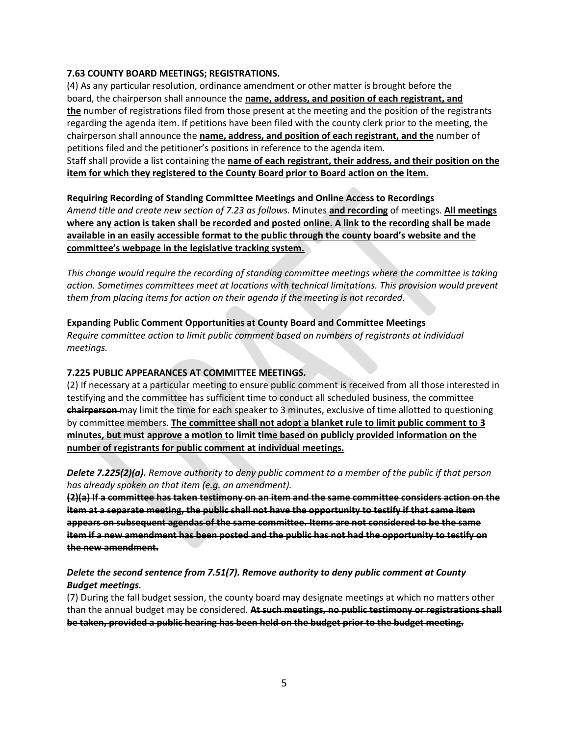**7.63 COUNTY BOARD MEETINGS; REGISTRATIONS.**

(4) As any particular resolution, ordinance amendment or other matter is brought before the board, the chairperson shall announce the **<u>name, address, and position of each registrant, and the</u>** number of registrations filed from those present at the meeting and the position of the registrants regarding the agenda item. If petitions have been filed with the county clerk prior to the meeting, the chairperson shall announce the **<u>name, address, and position of each registrant, and the</u>** number of petitions filed and the petitioner's positions in reference to the agenda item.
Staff shall provide a list containing the **<u>name of each registrant, their address, and their position on the item for which they registered to the County Board prior to Board action on the item.</u>**

**Requiring Recording of Standing Committee Meetings and Online Access to Recordings**

*Amend title and create new section of 7.23 as follows.* Minutes **<u>and recording</u>** of meetings. **<u>All meetings where any action is taken shall be recorded and posted online. A link to the recording shall be made available in an easily accessible format to the public through the county board's website and the committee's webpage in the legislative tracking system.</u>**

*This change would require the recording of standing committee meetings where the committee is taking action. Sometimes committees meet at locations with technical limitations. This provision would prevent them from placing items for action on their agenda if the meeting is not recorded.*

**Expanding Public Comment Opportunities at County Board and Committee Meetings**

*Require committee action to limit public comment based on numbers of registrants at individual meetings.*

**7.225 PUBLIC APPEARANCES AT COMMITTEE MEETINGS.**

(2) If necessary at a particular meeting to ensure public comment is received from all those interested in testifying and the committee has sufficient time to conduct all scheduled business, the committee ~~**chairperson**~~ may limit the time for each speaker to 3 minutes, exclusive of time allotted to questioning by committee members. **<u>The committee shall not adopt a blanket rule to limit public comment to 3 minutes, but must approve a motion to limit time based on publicly provided information on the number of registrants for public comment at individual meetings.</u>**

***Delete 7.225(2)(a).*** *Remove authority to deny public comment to a member of the public if that person has already spoken on that item (e.g. an amendment).*

~~**(2)(a) If a committee has taken testimony on an item and the same committee considers action on the item at a separate meeting, the public shall not have the opportunity to testify if that same item appears on subsequent agendas of the same committee. Items are not considered to be the same item if a new amendment has been posted and the public has not had the opportunity to testify on the new amendment.**~~

***Delete the second sentence from 7.51(7). Remove authority to deny public comment at County Budget meetings.***

(7) During the fall budget session, the county board may designate meetings at which no matters other than the annual budget may be considered. ~~**At such meetings, no public testimony or registrations shall be taken, provided a public hearing has been held on the budget prior to the budget meeting.**~~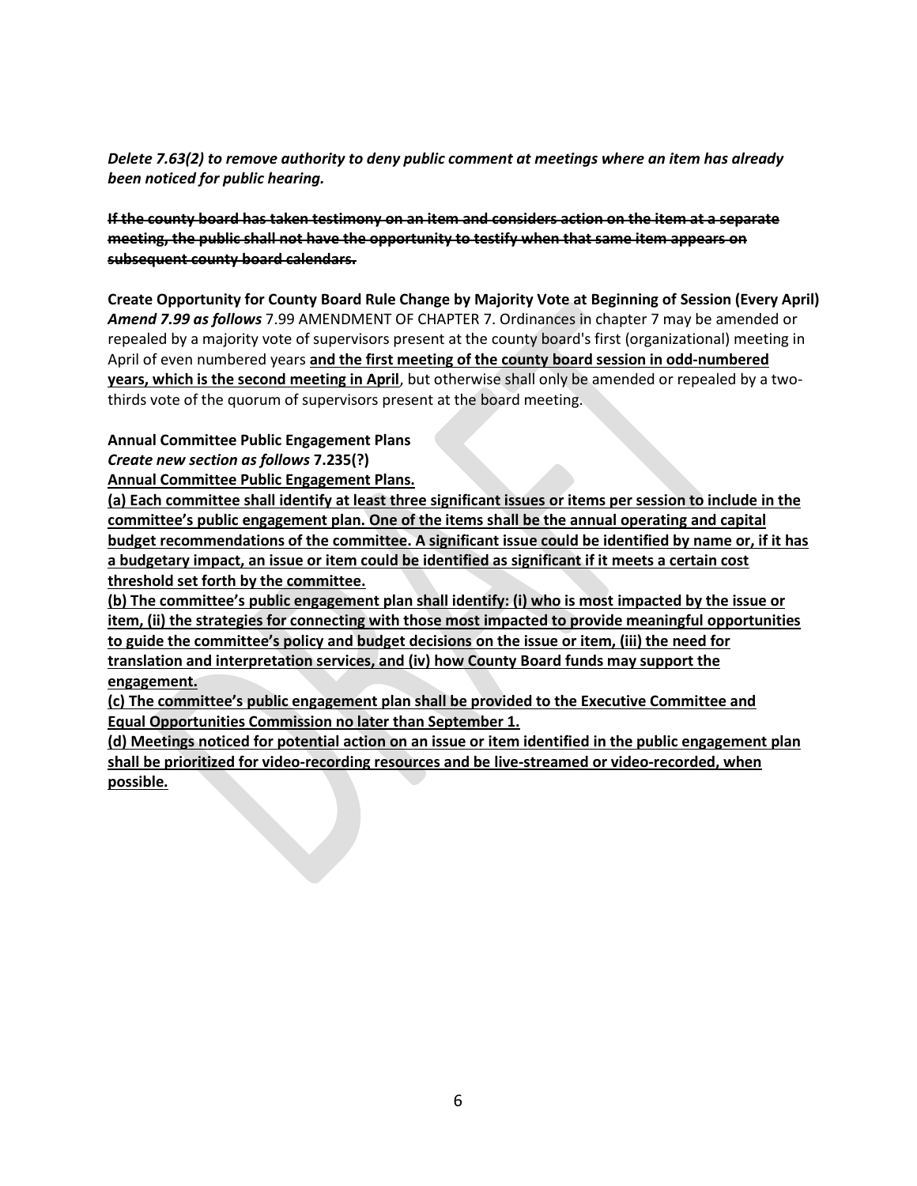***Delete 7.63(2) to remove authority to deny public comment at meetings where an item has already been noticed for public hearing.***

~~**If the county board has taken testimony on an item and considers action on the item at a separate meeting, the public shall not have the opportunity to testify when that same item appears on subsequent county board calendars.**~~

**Create Opportunity for County Board Rule Change by Majority Vote at Beginning of Session (Every April)**
***Amend 7.99 as follows*** 7.99 AMENDMENT OF CHAPTER 7. Ordinances in chapter 7 may be amended or repealed by a majority vote of supervisors present at the county board's first (organizational) meeting in April of even numbered years <u>**and the first meeting of the county board session in odd-numbered years, which is the second meeting in April**</u>, but otherwise shall only be amended or repealed by a two-thirds vote of the quorum of supervisors present at the board meeting.

**Annual Committee Public Engagement Plans**
***Create new section as follows*** **7.235(?)**
<u>**Annual Committee Public Engagement Plans.**</u>
<u>**(a) Each committee shall identify at least three significant issues or items per session to include in the committee's public engagement plan. One of the items shall be the annual operating and capital budget recommendations of the committee. A significant issue could be identified by name or, if it has a budgetary impact, an issue or item could be identified as significant if it meets a certain cost threshold set forth by the committee.**</u>
<u>**(b) The committee's public engagement plan shall identify: (i) who is most impacted by the issue or item, (ii) the strategies for connecting with those most impacted to provide meaningful opportunities to guide the committee's policy and budget decisions on the issue or item, (iii) the need for translation and interpretation services, and (iv) how County Board funds may support the engagement.**</u>
<u>**(c) The committee's public engagement plan shall be provided to the Executive Committee and Equal Opportunities Commission no later than September 1.**</u>
<u>**(d) Meetings noticed for potential action on an issue or item identified in the public engagement plan shall be prioritized for video-recording resources and be live-streamed or video-recorded, when possible.**</u>